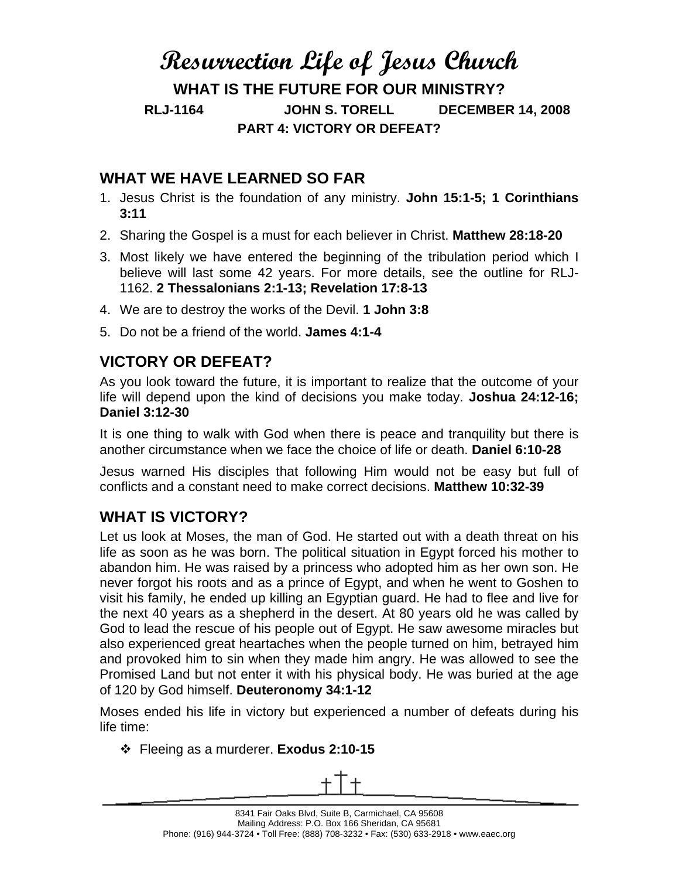# Resurrection Life of Jesus Church

## WHAT IS THE FUTURE FOR OUR MINISTRY?

**RLJ-1164 JOHN S. TORELL DECEMBER 14, 2008**

**PART 4: VICTORY OR DEFEAT?**

## WHAT WE HAVE LEARNED SO FAR

1. Jesus Christ is the foundation of any ministry. **John 15:1-5; 1 Corinthians 3:11**
2. Sharing the Gospel is a must for each believer in Christ. **Matthew 28:18-20**
3. Most likely we have entered the beginning of the tribulation period which I believe will last some 42 years. For more details, see the outline for RLJ-1162. **2 Thessalonians 2:1-13; Revelation 17:8-13**
4. We are to destroy the works of the Devil. **1 John 3:8**
5. Do not be a friend of the world. **James 4:1-4**

## VICTORY OR DEFEAT?

As you look toward the future, it is important to realize that the outcome of your life will depend upon the kind of decisions you make today. **Joshua 24:12-16; Daniel 3:12-30**

It is one thing to walk with God when there is peace and tranquility but there is another circumstance when we face the choice of life or death. **Daniel 6:10-28**

Jesus warned His disciples that following Him would not be easy but full of conflicts and a constant need to make correct decisions. **Matthew 10:32-39**

## WHAT IS VICTORY?

Let us look at Moses, the man of God. He started out with a death threat on his life as soon as he was born. The political situation in Egypt forced his mother to abandon him. He was raised by a princess who adopted him as her own son. He never forgot his roots and as a prince of Egypt, and when he went to Goshen to visit his family, he ended up killing an Egyptian guard. He had to flee and live for the next 40 years as a shepherd in the desert. At 80 years old he was called by God to lead the rescue of his people out of Egypt. He saw awesome miracles but also experienced great heartaches when the people turned on him, betrayed him and provoked him to sin when they made him angry. He was allowed to see the Promised Land but not enter it with his physical body. He was buried at the age of 120 by God himself. **Deuteronomy 34:1-12**

Moses ended his life in victory but experienced a number of defeats during his life time:

- Fleeing as a murderer. **Exodus 2:10-15**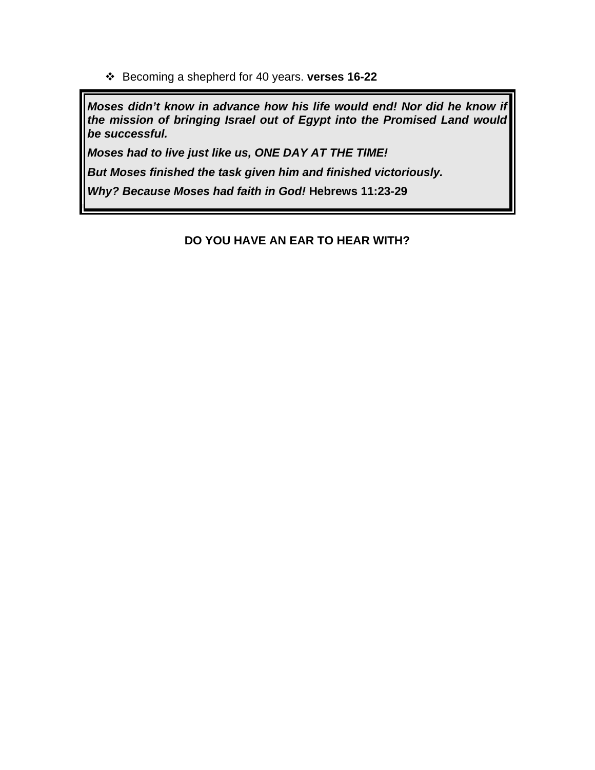- Becoming a shepherd for 40 years. **verses 16-22**

> ***Moses didn't know in advance how his life would end! Nor did he know if the mission of bringing Israel out of Egypt into the Promised Land would be successful.***
>
> ***Moses had to live just like us, ONE DAY AT THE TIME!***
>
> ***But Moses finished the task given him and finished victoriously.***
>
> ***Why? Because Moses had faith in God!*** **Hebrews 11:23-29**

**DO YOU HAVE AN EAR TO HEAR WITH?**